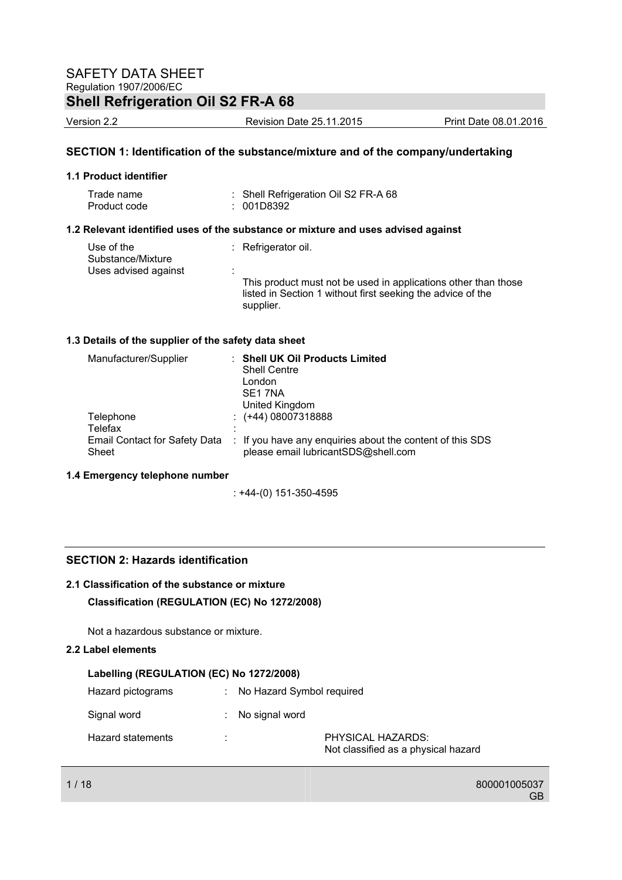# SAFETY DATA SHEET

Regulation 1907/2006/EC

## Shell Refrigeration Oil S2 FR-A 68

Version 2.2 | Revision Date 25.11.2015 | Print Date 08.01.2016

## SECTION 1: Identification of the substance/mixture and of the company/undertaking

### 1.1 Product identifier

| | |
|---|---|
| Trade name | : Shell Refrigeration Oil S2 FR-A 68 |
| Product code | : 001D8392 |

### 1.2 Relevant identified uses of the substance or mixture and uses advised against

| | |
|---|---|
| Use of the Substance/Mixture | : Refrigerator oil. |
| Uses advised against | : This product must not be used in applications other than those listed in Section 1 without first seeking the advice of the supplier. |

### 1.3 Details of the supplier of the safety data sheet

| | |
|---|---|
| Manufacturer/Supplier | : **Shell UK Oil Products Limited**<br>Shell Centre<br>London<br>SE1 7NA<br>United Kingdom |
| Telephone | : (+44) 08007318888 |
| Telefax | : |
| Email Contact for Safety Data Sheet | : If you have any enquiries about the content of this SDS please email lubricantSDS@shell.com |

### 1.4 Emergency telephone number

: +44-(0) 151-350-4595

## SECTION 2: Hazards identification

### 2.1 Classification of the substance or mixture

**Classification (REGULATION (EC) No 1272/2008)**

Not a hazardous substance or mixture.

### 2.2 Label elements

**Labelling (REGULATION (EC) No 1272/2008)**

| | |
|---|---|
| Hazard pictograms | : No Hazard Symbol required |
| Signal word | : No signal word |
| Hazard statements | : PHYSICAL HAZARDS:<br>Not classified as a physical hazard |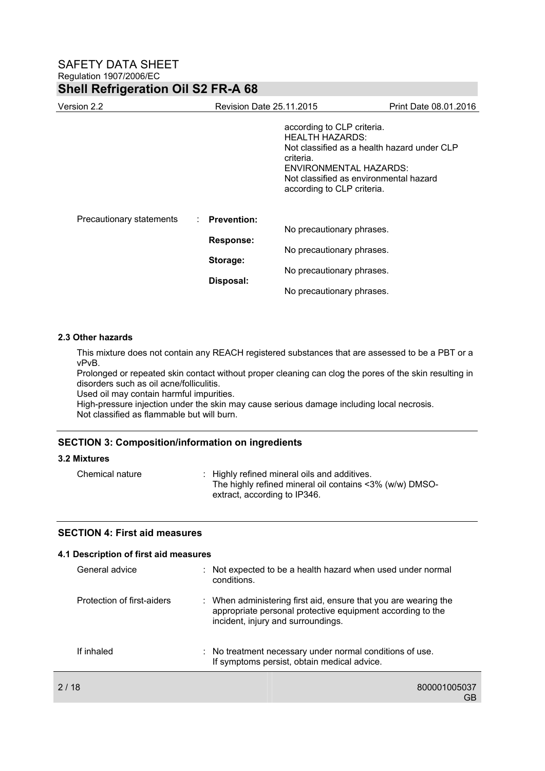according to CLP criteria.
HEALTH HAZARDS:
Not classified as a health hazard under CLP criteria.
ENVIRONMENTAL HAZARDS:
Not classified as environmental hazard according to CLP criteria.

Precautionary statements :

**Prevention:**
No precautionary phrases.

**Response:**
No precautionary phrases.

**Storage:**
No precautionary phrases.

**Disposal:**
No precautionary phrases.

### 2.3 Other hazards

This mixture does not contain any REACH registered substances that are assessed to be a PBT or a vPvB.
Prolonged or repeated skin contact without proper cleaning can clog the pores of the skin resulting in disorders such as oil acne/folliculitis.
Used oil may contain harmful impurities.
High-pressure injection under the skin may cause serious damage including local necrosis.
Not classified as flammable but will burn.

## SECTION 3: Composition/information on ingredients

### 3.2 Mixtures

Chemical nature : Highly refined mineral oils and additives.
The highly refined mineral oil contains <3% (w/w) DMSO-extract, according to IP346.

## SECTION 4: First aid measures

### 4.1 Description of first aid measures

General advice : Not expected to be a health hazard when used under normal conditions.

Protection of first-aiders : When administering first aid, ensure that you are wearing the appropriate personal protective equipment according to the incident, injury and surroundings.

If inhaled : No treatment necessary under normal conditions of use.
If symptoms persist, obtain medical advice.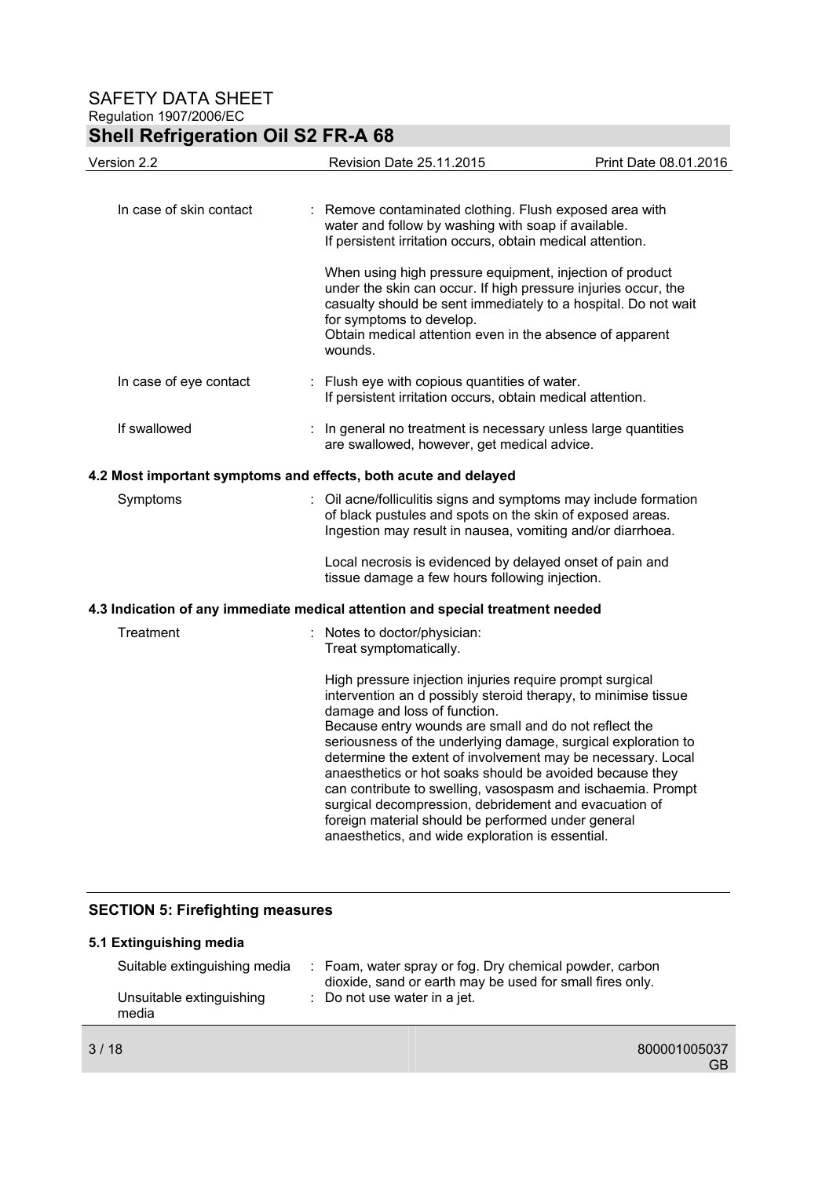| | |
|---|---|
| In case of skin contact | : Remove contaminated clothing. Flush exposed area with water and follow by washing with soap if available. If persistent irritation occurs, obtain medical attention. <br><br> When using high pressure equipment, injection of product under the skin can occur. If high pressure injuries occur, the casualty should be sent immediately to a hospital. Do not wait for symptoms to develop. Obtain medical attention even in the absence of apparent wounds. |
| In case of eye contact | : Flush eye with copious quantities of water. If persistent irritation occurs, obtain medical attention. |
| If swallowed | : In general no treatment is necessary unless large quantities are swallowed, however, get medical advice. |

### 4.2 Most important symptoms and effects, both acute and delayed

| | |
|---|---|
| Symptoms | : Oil acne/folliculitis signs and symptoms may include formation of black pustules and spots on the skin of exposed areas. Ingestion may result in nausea, vomiting and/or diarrhoea. <br><br> Local necrosis is evidenced by delayed onset of pain and tissue damage a few hours following injection. |

### 4.3 Indication of any immediate medical attention and special treatment needed

| | |
|---|---|
| Treatment | : Notes to doctor/physician: Treat symptomatically. <br><br> High pressure injection injuries require prompt surgical intervention an d possibly steroid therapy, to minimise tissue damage and loss of function. Because entry wounds are small and do not reflect the seriousness of the underlying damage, surgical exploration to determine the extent of involvement may be necessary. Local anaesthetics or hot soaks should be avoided because they can contribute to swelling, vasospasm and ischaemia. Prompt surgical decompression, debridement and evacuation of foreign material should be performed under general anaesthetics, and wide exploration is essential. |

## SECTION 5: Firefighting measures

### 5.1 Extinguishing media

| | |
|---|---|
| Suitable extinguishing media | : Foam, water spray or fog. Dry chemical powder, carbon dioxide, sand or earth may be used for small fires only. |
| Unsuitable extinguishing media | : Do not use water in a jet. |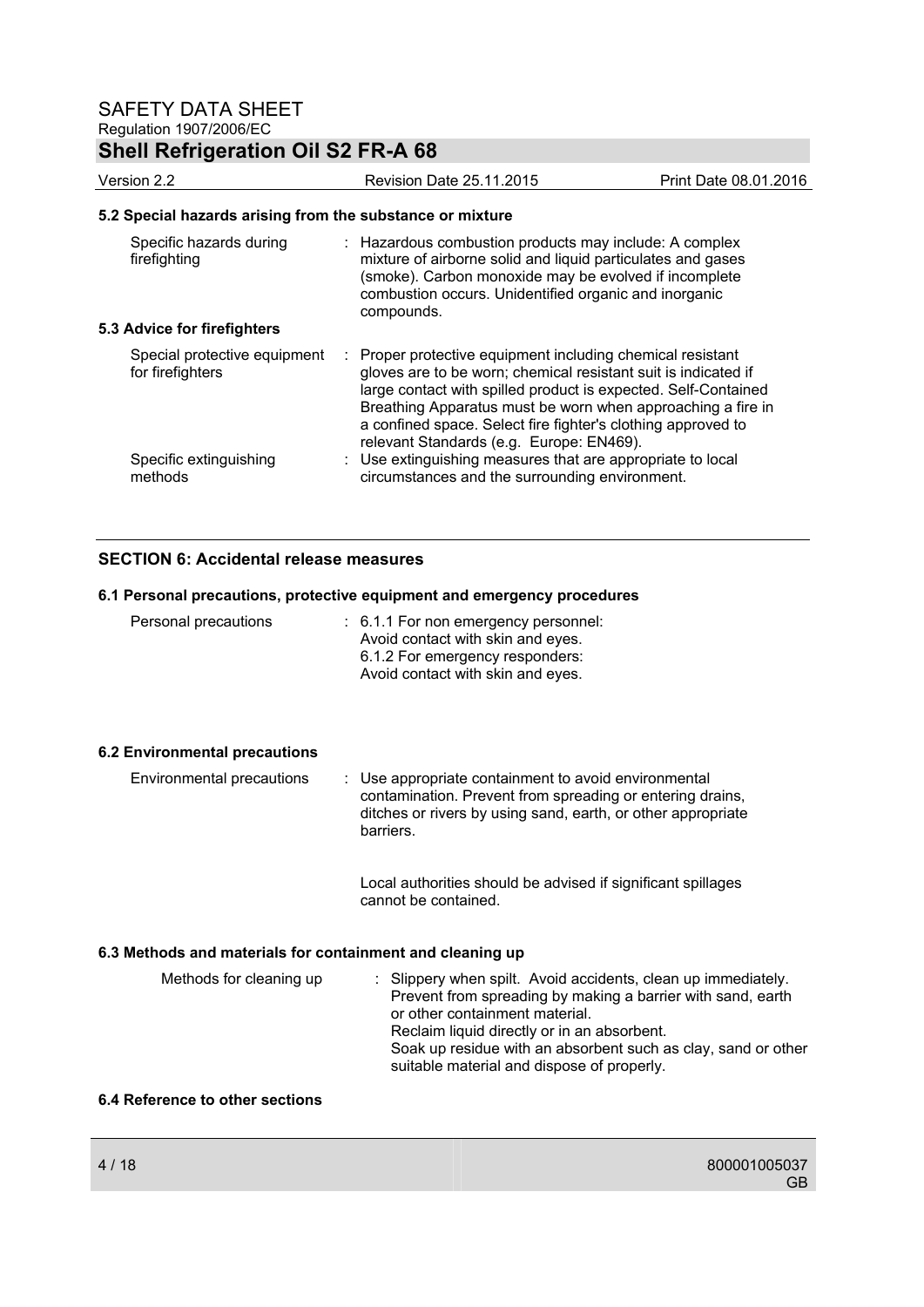### 5.2 Special hazards arising from the substance or mixture

| | |
|---|---|
| Specific hazards during firefighting | : Hazardous combustion products may include: A complex mixture of airborne solid and liquid particulates and gases (smoke). Carbon monoxide may be evolved if incomplete combustion occurs. Unidentified organic and inorganic compounds. |

### 5.3 Advice for firefighters

| | |
|---|---|
| Special protective equipment for firefighters | : Proper protective equipment including chemical resistant gloves are to be worn; chemical resistant suit is indicated if large contact with spilled product is expected. Self-Contained Breathing Apparatus must be worn when approaching a fire in a confined space. Select fire fighter's clothing approved to relevant Standards (e.g. Europe: EN469). |
| Specific extinguishing methods | : Use extinguishing measures that are appropriate to local circumstances and the surrounding environment. |

## SECTION 6: Accidental release measures

### 6.1 Personal precautions, protective equipment and emergency procedures

| | |
|---|---|
| Personal precautions | : 6.1.1 For non emergency personnel: Avoid contact with skin and eyes. 6.1.2 For emergency responders: Avoid contact with skin and eyes. |

### 6.2 Environmental precautions

| | |
|---|---|
| Environmental precautions | : Use appropriate containment to avoid environmental contamination. Prevent from spreading or entering drains, ditches or rivers by using sand, earth, or other appropriate barriers. Local authorities should be advised if significant spillages cannot be contained. |

### 6.3 Methods and materials for containment and cleaning up

| | |
|---|---|
| Methods for cleaning up | : Slippery when spilt. Avoid accidents, clean up immediately. Prevent from spreading by making a barrier with sand, earth or other containment material. Reclaim liquid directly or in an absorbent. Soak up residue with an absorbent such as clay, sand or other suitable material and dispose of properly. |

### 6.4 Reference to other sections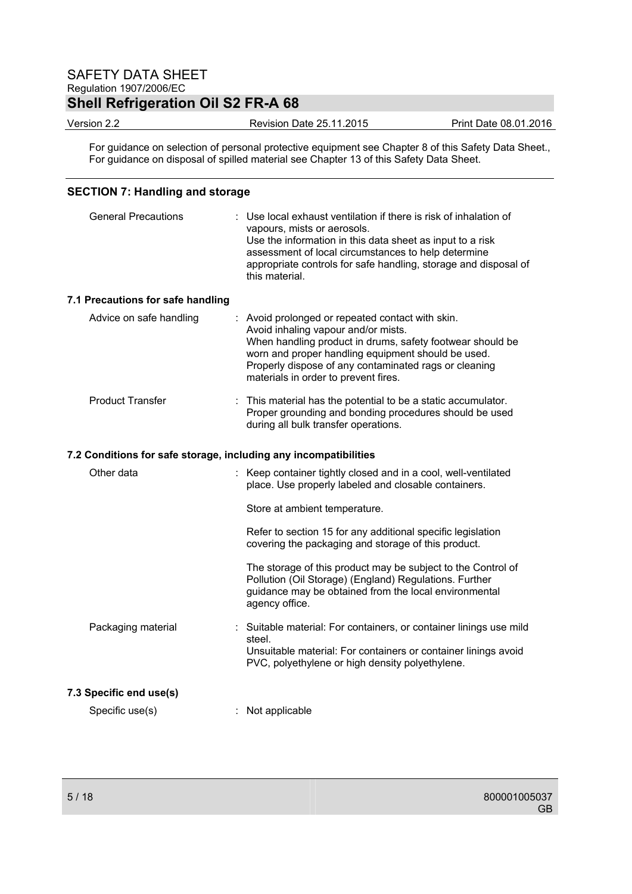For guidance on selection of personal protective equipment see Chapter 8 of this Safety Data Sheet., For guidance on disposal of spilled material see Chapter 13 of this Safety Data Sheet.

## SECTION 7: Handling and storage

| | |
|---|---|
| General Precautions | : Use local exhaust ventilation if there is risk of inhalation of vapours, mists or aerosols. Use the information in this data sheet as input to a risk assessment of local circumstances to help determine appropriate controls for safe handling, storage and disposal of this material. |

### 7.1 Precautions for safe handling

| | |
|---|---|
| Advice on safe handling | : Avoid prolonged or repeated contact with skin. Avoid inhaling vapour and/or mists. When handling product in drums, safety footwear should be worn and proper handling equipment should be used. Properly dispose of any contaminated rags or cleaning materials in order to prevent fires. |
| Product Transfer | : This material has the potential to be a static accumulator. Proper grounding and bonding procedures should be used during all bulk transfer operations. |

### 7.2 Conditions for safe storage, including any incompatibilities

| | |
|---|---|
| Other data | : Keep container tightly closed and in a cool, well-ventilated place. Use properly labeled and closable containers. <br><br> Store at ambient temperature. <br><br> Refer to section 15 for any additional specific legislation covering the packaging and storage of this product. <br><br> The storage of this product may be subject to the Control of Pollution (Oil Storage) (England) Regulations. Further guidance may be obtained from the local environmental agency office. |
| Packaging material | : Suitable material: For containers, or container linings use mild steel. Unsuitable material: For containers or container linings avoid PVC, polyethylene or high density polyethylene. |

### 7.3 Specific end use(s)

| | |
|---|---|
| Specific use(s) | : Not applicable |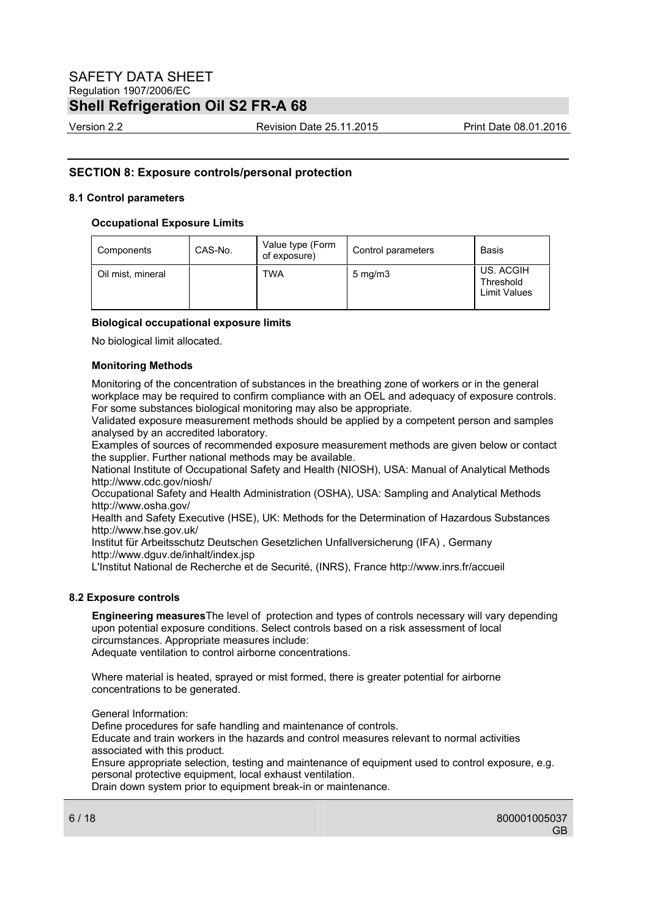## SECTION 8: Exposure controls/personal protection

### 8.1 Control parameters

#### Occupational Exposure Limits

| Components | CAS-No. | Value type (Form of exposure) | Control parameters | Basis |
|---|---|---|---|---|
| Oil mist, mineral | | TWA | 5 mg/m3 | US. ACGIH Threshold Limit Values |

#### Biological occupational exposure limits

No biological limit allocated.

#### Monitoring Methods

Monitoring of the concentration of substances in the breathing zone of workers or in the general workplace may be required to confirm compliance with an OEL and adequacy of exposure controls. For some substances biological monitoring may also be appropriate.
Validated exposure measurement methods should be applied by a competent person and samples analysed by an accredited laboratory.
Examples of sources of recommended exposure measurement methods are given below or contact the supplier. Further national methods may be available.
National Institute of Occupational Safety and Health (NIOSH), USA: Manual of Analytical Methods http://www.cdc.gov/niosh/
Occupational Safety and Health Administration (OSHA), USA: Sampling and Analytical Methods http://www.osha.gov/
Health and Safety Executive (HSE), UK: Methods for the Determination of Hazardous Substances http://www.hse.gov.uk/
Institut für Arbeitsschutz Deutschen Gesetzlichen Unfallversicherung (IFA) , Germany http://www.dguv.de/inhalt/index.jsp
L'Institut National de Recherche et de Securité, (INRS), France http://www.inrs.fr/accueil

### 8.2 Exposure controls

**Engineering measures** The level of protection and types of controls necessary will vary depending upon potential exposure conditions. Select controls based on a risk assessment of local circumstances. Appropriate measures include:
Adequate ventilation to control airborne concentrations.

Where material is heated, sprayed or mist formed, there is greater potential for airborne concentrations to be generated.

General Information:
Define procedures for safe handling and maintenance of controls.
Educate and train workers in the hazards and control measures relevant to normal activities associated with this product.
Ensure appropriate selection, testing and maintenance of equipment used to control exposure, e.g. personal protective equipment, local exhaust ventilation.
Drain down system prior to equipment break-in or maintenance.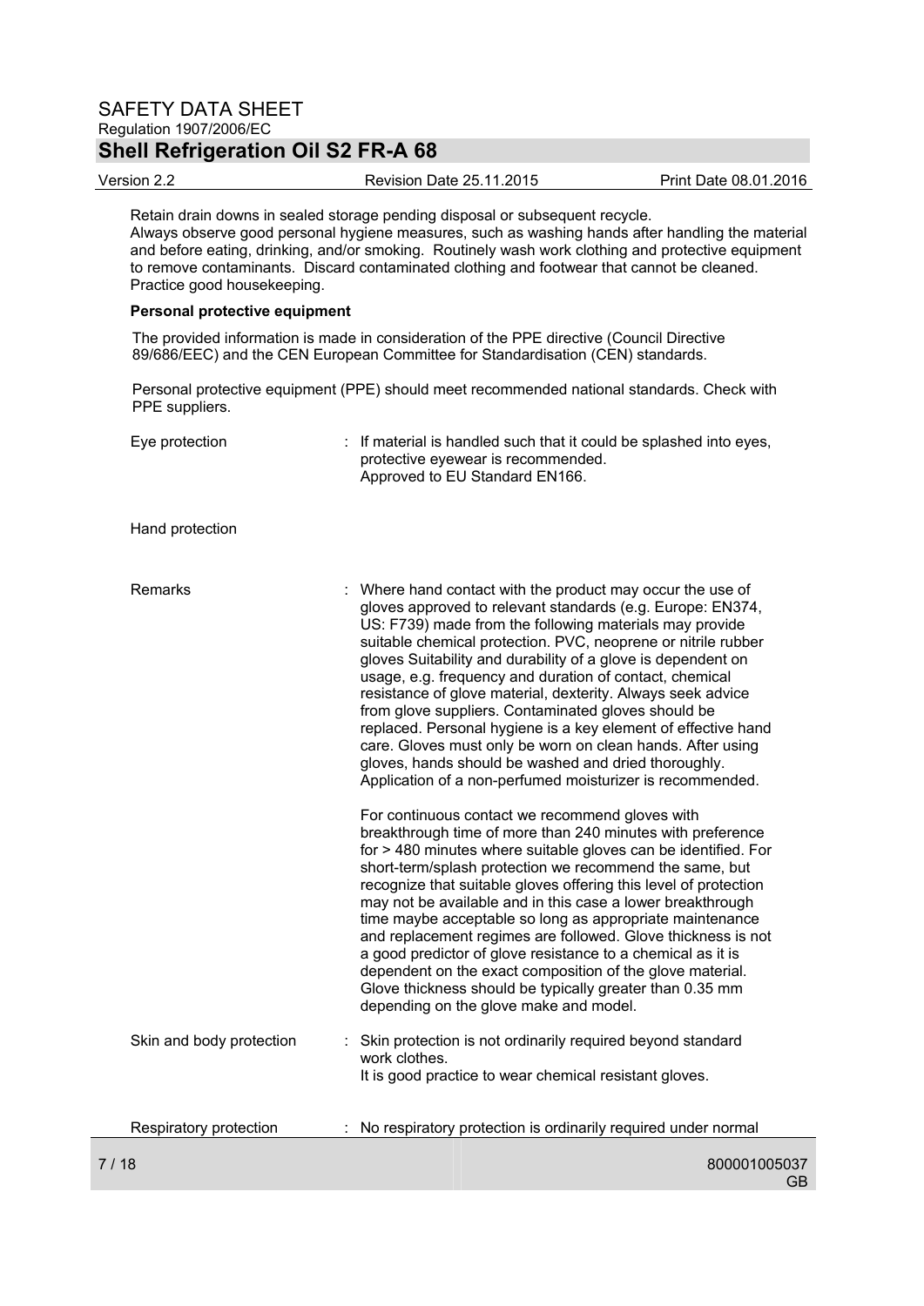Retain drain downs in sealed storage pending disposal or subsequent recycle.
Always observe good personal hygiene measures, such as washing hands after handling the material and before eating, drinking, and/or smoking. Routinely wash work clothing and protective equipment to remove contaminants. Discard contaminated clothing and footwear that cannot be cleaned. Practice good housekeeping.

**Personal protective equipment**

The provided information is made in consideration of the PPE directive (Council Directive 89/686/EEC) and the CEN European Committee for Standardisation (CEN) standards.

Personal protective equipment (PPE) should meet recommended national standards. Check with PPE suppliers.

Eye protection : If material is handled such that it could be splashed into eyes, protective eyewear is recommended.
Approved to EU Standard EN166.

Hand protection

Remarks : Where hand contact with the product may occur the use of gloves approved to relevant standards (e.g. Europe: EN374, US: F739) made from the following materials may provide suitable chemical protection. PVC, neoprene or nitrile rubber gloves Suitability and durability of a glove is dependent on usage, e.g. frequency and duration of contact, chemical resistance of glove material, dexterity. Always seek advice from glove suppliers. Contaminated gloves should be replaced. Personal hygiene is a key element of effective hand care. Gloves must only be worn on clean hands. After using gloves, hands should be washed and dried thoroughly. Application of a non-perfumed moisturizer is recommended.

For continuous contact we recommend gloves with breakthrough time of more than 240 minutes with preference for > 480 minutes where suitable gloves can be identified. For short-term/splash protection we recommend the same, but recognize that suitable gloves offering this level of protection may not be available and in this case a lower breakthrough time maybe acceptable so long as appropriate maintenance and replacement regimes are followed. Glove thickness is not a good predictor of glove resistance to a chemical as it is dependent on the exact composition of the glove material. Glove thickness should be typically greater than 0.35 mm depending on the glove make and model.

Skin and body protection : Skin protection is not ordinarily required beyond standard work clothes.
It is good practice to wear chemical resistant gloves.

Respiratory protection : No respiratory protection is ordinarily required under normal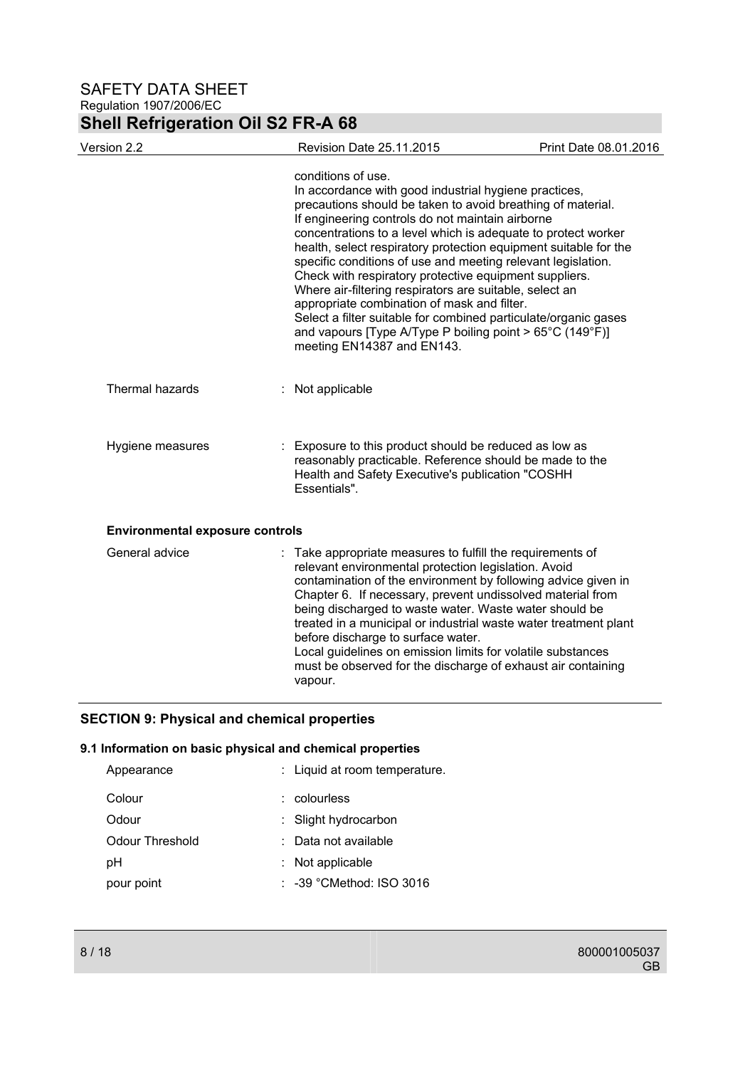conditions of use.
In accordance with good industrial hygiene practices, precautions should be taken to avoid breathing of material.
If engineering controls do not maintain airborne concentrations to a level which is adequate to protect worker health, select respiratory protection equipment suitable for the specific conditions of use and meeting relevant legislation.
Check with respiratory protective equipment suppliers.
Where air-filtering respirators are suitable, select an appropriate combination of mask and filter.
Select a filter suitable for combined particulate/organic gases and vapours [Type A/Type P boiling point > 65°C (149°F)] meeting EN14387 and EN143.

Thermal hazards : Not applicable

Hygiene measures : Exposure to this product should be reduced as low as reasonably practicable. Reference should be made to the Health and Safety Executive's publication "COSHH Essentials".

**Environmental exposure controls**

General advice : Take appropriate measures to fulfill the requirements of relevant environmental protection legislation. Avoid contamination of the environment by following advice given in Chapter 6. If necessary, prevent undissolved material from being discharged to waste water. Waste water should be treated in a municipal or industrial waste water treatment plant before discharge to surface water.
Local guidelines on emission limits for volatile substances must be observed for the discharge of exhaust air containing vapour.

## SECTION 9: Physical and chemical properties

### 9.1 Information on basic physical and chemical properties

Appearance : Liquid at room temperature.

Colour : colourless

Odour : Slight hydrocarbon

Odour Threshold : Data not available

pH : Not applicable

pour point : -39 °CMethod: ISO 3016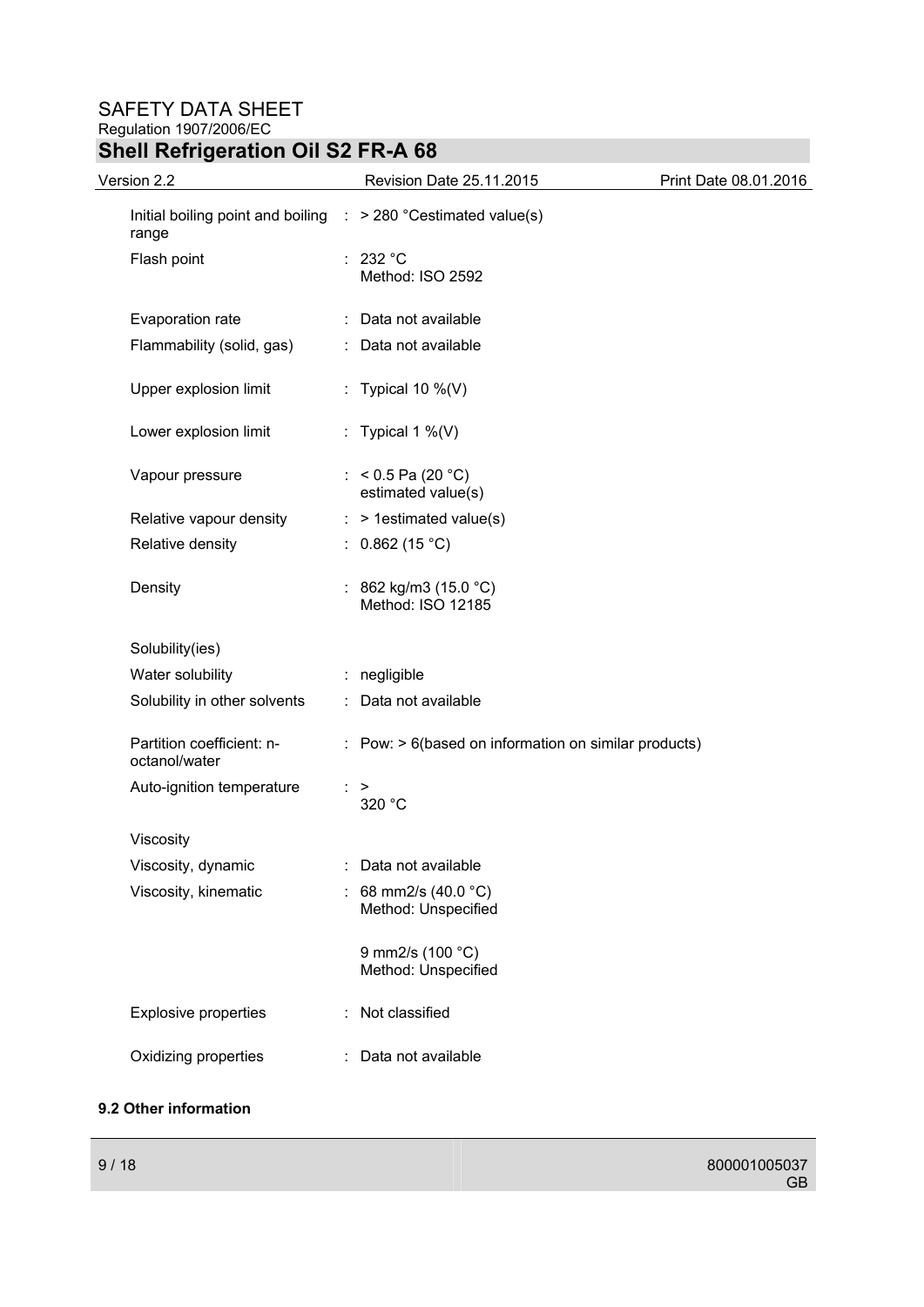| | | |
|---|---|---|
| Initial boiling point and boiling range | : | > 280 °Cestimated value(s) |
| Flash point | : | 232 °C<br>Method: ISO 2592 |
| Evaporation rate | : | Data not available |
| Flammability (solid, gas) | : | Data not available |
| Upper explosion limit | : | Typical 10 %(V) |
| Lower explosion limit | : | Typical 1 %(V) |
| Vapour pressure | : | < 0.5 Pa (20 °C)<br>estimated value(s) |
| Relative vapour density | : | > 1estimated value(s) |
| Relative density | : | 0.862 (15 °C) |
| Density | : | 862 kg/m3 (15.0 °C)<br>Method: ISO 12185 |
| Solubility(ies) | | |
| Water solubility | : | negligible |
| Solubility in other solvents | : | Data not available |
| Partition coefficient: n-octanol/water | : | Pow: > 6(based on information on similar products) |
| Auto-ignition temperature | : | ><br>320 °C |
| Viscosity | | |
| Viscosity, dynamic | : | Data not available |
| Viscosity, kinematic | : | 68 mm2/s (40.0 °C)<br>Method: Unspecified<br><br>9 mm2/s (100 °C)<br>Method: Unspecified |
| Explosive properties | : | Not classified |
| Oxidizing properties | : | Data not available |

**9.2 Other information**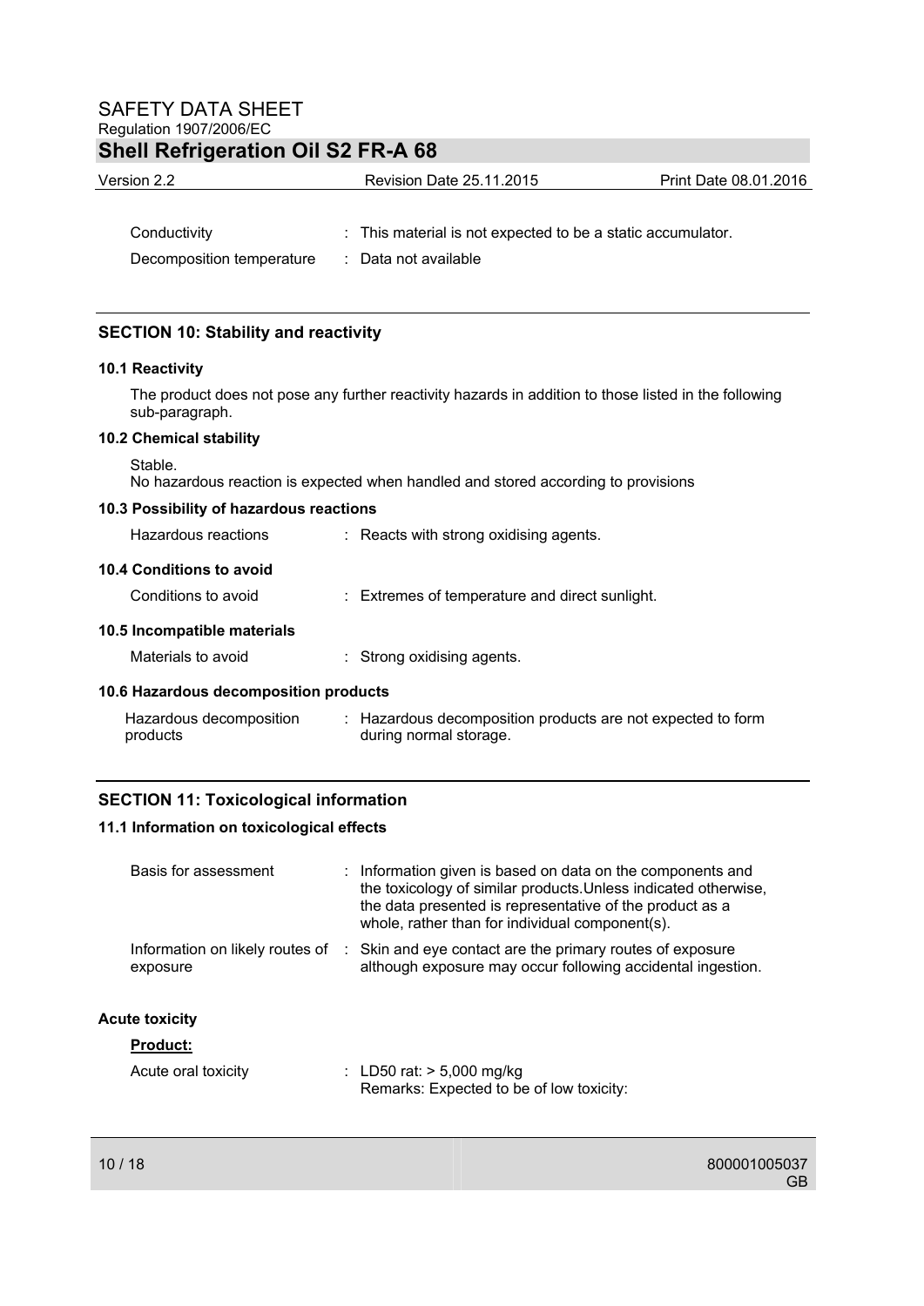| | |
|---|---|
| Conductivity | : This material is not expected to be a static accumulator. |
| Decomposition temperature | : Data not available |

## SECTION 10: Stability and reactivity

### 10.1 Reactivity

The product does not pose any further reactivity hazards in addition to those listed in the following sub-paragraph.

### 10.2 Chemical stability

Stable.
No hazardous reaction is expected when handled and stored according to provisions

### 10.3 Possibility of hazardous reactions

| | |
|---|---|
| Hazardous reactions | : Reacts with strong oxidising agents. |

### 10.4 Conditions to avoid

| | |
|---|---|
| Conditions to avoid | : Extremes of temperature and direct sunlight. |

### 10.5 Incompatible materials

| | |
|---|---|
| Materials to avoid | : Strong oxidising agents. |

### 10.6 Hazardous decomposition products

| | |
|---|---|
| Hazardous decomposition products | : Hazardous decomposition products are not expected to form during normal storage. |

## SECTION 11: Toxicological information

### 11.1 Information on toxicological effects

| | |
|---|---|
| Basis for assessment | : Information given is based on data on the components and the toxicology of similar products.Unless indicated otherwise, the data presented is representative of the product as a whole, rather than for individual component(s). |
| Information on likely routes of exposure | : Skin and eye contact are the primary routes of exposure although exposure may occur following accidental ingestion. |

**Acute toxicity**

**Product:**

| | |
|---|---|
| Acute oral toxicity | : LD50 rat: > 5,000 mg/kg<br>Remarks: Expected to be of low toxicity: |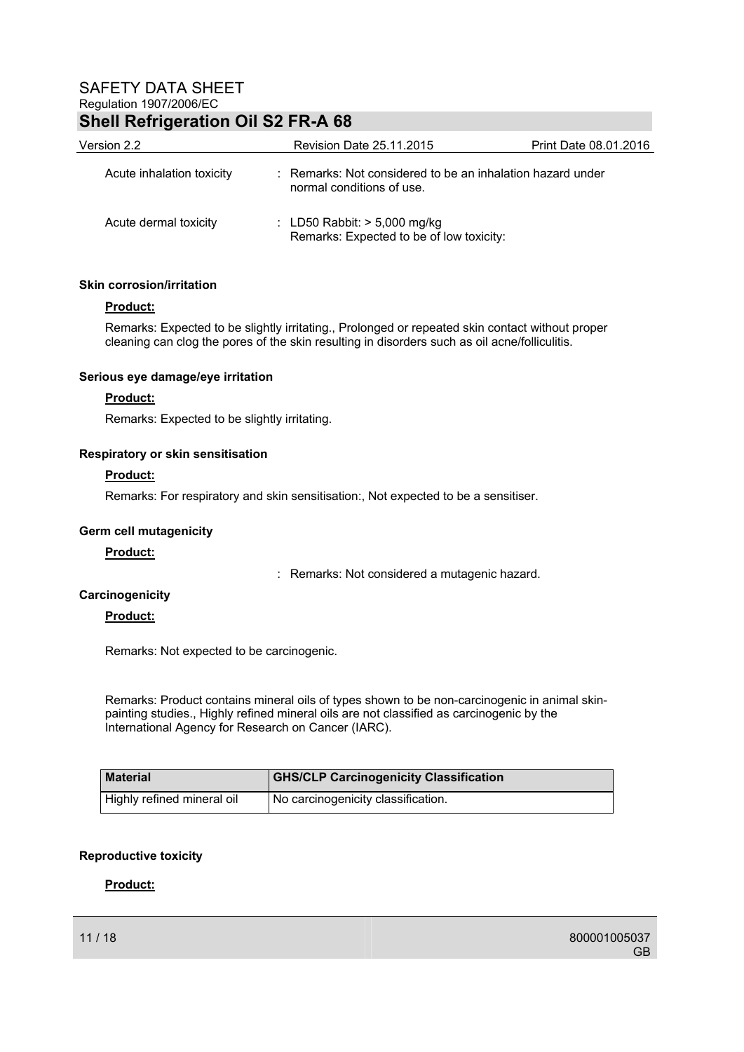Acute inhalation toxicity : Remarks: Not considered to be an inhalation hazard under normal conditions of use.

Acute dermal toxicity : LD50 Rabbit: > 5,000 mg/kg
Remarks: Expected to be of low toxicity:

**Skin corrosion/irritation**

**Product:**

Remarks: Expected to be slightly irritating., Prolonged or repeated skin contact without proper cleaning can clog the pores of the skin resulting in disorders such as oil acne/folliculitis.

**Serious eye damage/eye irritation**

**Product:**

Remarks: Expected to be slightly irritating.

**Respiratory or skin sensitisation**

**Product:**

Remarks: For respiratory and skin sensitisation:, Not expected to be a sensitiser.

**Germ cell mutagenicity**

**Product:**

: Remarks: Not considered a mutagenic hazard.

**Carcinogenicity**

**Product:**

Remarks: Not expected to be carcinogenic.

Remarks: Product contains mineral oils of types shown to be non-carcinogenic in animal skin-painting studies., Highly refined mineral oils are not classified as carcinogenic by the International Agency for Research on Cancer (IARC).

| Material | GHS/CLP Carcinogenicity Classification |
|---|---|
| Highly refined mineral oil | No carcinogenicity classification. |

**Reproductive toxicity**

**Product:**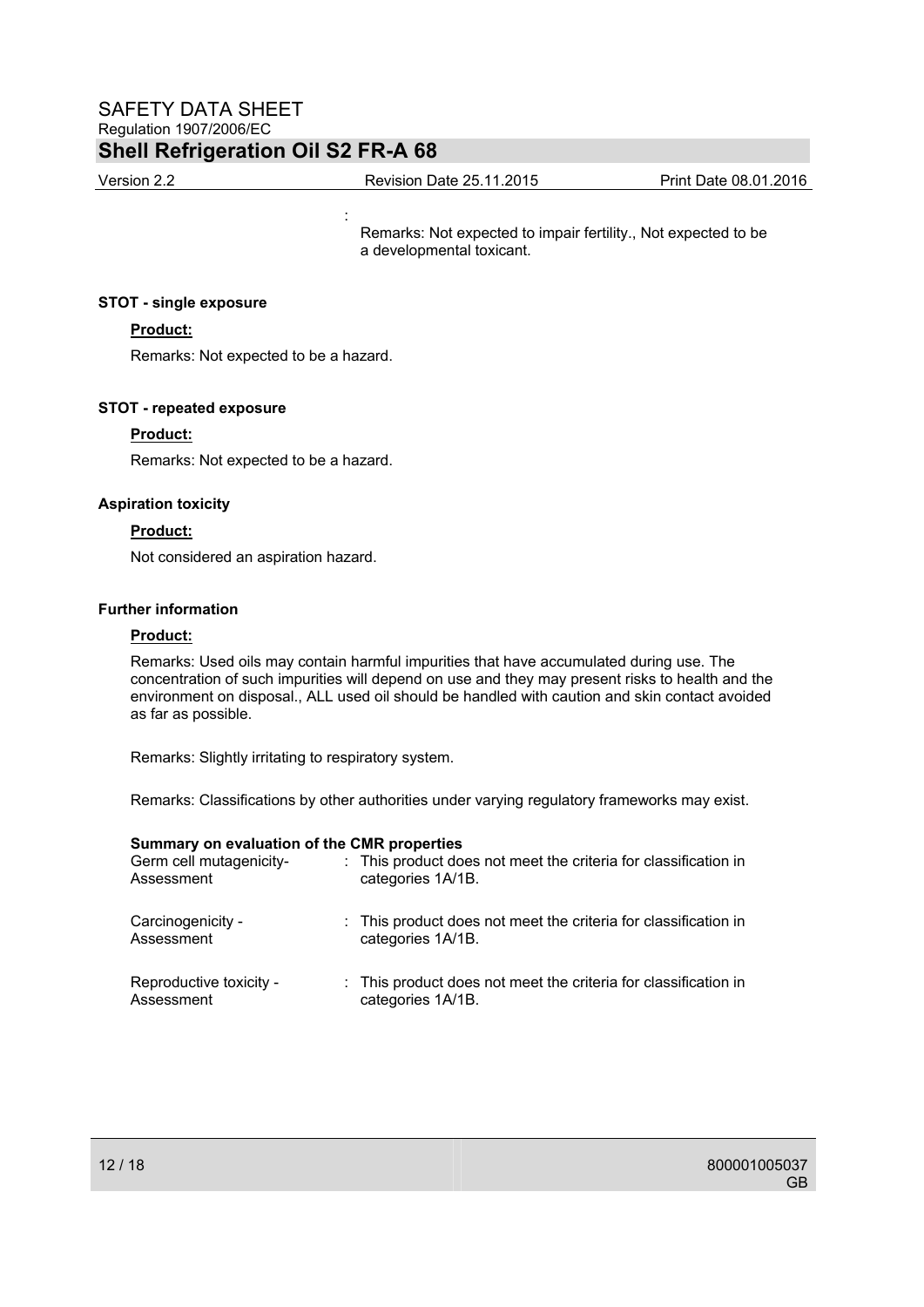:

Remarks: Not expected to impair fertility., Not expected to be a developmental toxicant.

**STOT - single exposure**

**Product:**

Remarks: Not expected to be a hazard.

**STOT - repeated exposure**

**Product:**

Remarks: Not expected to be a hazard.

**Aspiration toxicity**

**Product:**

Not considered an aspiration hazard.

**Further information**

**Product:**

Remarks: Used oils may contain harmful impurities that have accumulated during use. The concentration of such impurities will depend on use and they may present risks to health and the environment on disposal., ALL used oil should be handled with caution and skin contact avoided as far as possible.

Remarks: Slightly irritating to respiratory system.

Remarks: Classifications by other authorities under varying regulatory frameworks may exist.

**Summary on evaluation of the CMR properties**

| | | |
|---|---|---|
| Germ cell mutagenicity-Assessment | : | This product does not meet the criteria for classification in categories 1A/1B. |
| Carcinogenicity - Assessment | : | This product does not meet the criteria for classification in categories 1A/1B. |
| Reproductive toxicity - Assessment | : | This product does not meet the criteria for classification in categories 1A/1B. |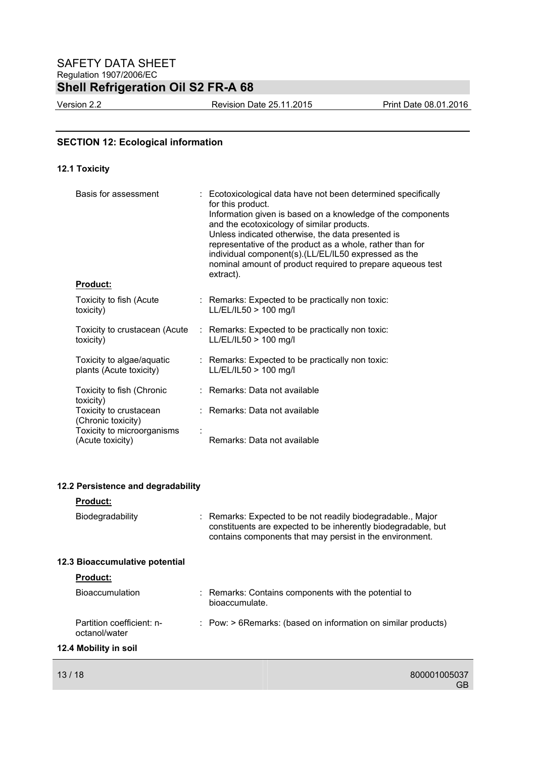## SECTION 12: Ecological information

### 12.1 Toxicity

| | | |
|---|---|---|
| Basis for assessment | : | Ecotoxicological data have not been determined specifically for this product.<br>Information given is based on a knowledge of the components and the ecotoxicology of similar products.<br>Unless indicated otherwise, the data presented is representative of the product as a whole, rather than for individual component(s).(LL/EL/IL50 expressed as the nominal amount of product required to prepare aqueous test extract). |

**Product:**

| | | |
|---|---|---|
| Toxicity to fish (Acute toxicity) | : | Remarks: Expected to be practically non toxic:<br>LL/EL/IL50 > 100 mg/l |
| Toxicity to crustacean (Acute toxicity) | : | Remarks: Expected to be practically non toxic:<br>LL/EL/IL50 > 100 mg/l |
| Toxicity to algae/aquatic plants (Acute toxicity) | : | Remarks: Expected to be practically non toxic:<br>LL/EL/IL50 > 100 mg/l |
| Toxicity to fish (Chronic toxicity) | : | Remarks: Data not available |
| Toxicity to crustacean (Chronic toxicity) | : | Remarks: Data not available |
| Toxicity to microorganisms (Acute toxicity) | : | Remarks: Data not available |

### 12.2 Persistence and degradability

**Product:**

| | | |
|---|---|---|
| Biodegradability | : | Remarks: Expected to be not readily biodegradable., Major constituents are expected to be inherently biodegradable, but contains components that may persist in the environment. |

### 12.3 Bioaccumulative potential

**Product:**

| | | |
|---|---|---|
| Bioaccumulation | : | Remarks: Contains components with the potential to bioaccumulate. |
| Partition coefficient: n-octanol/water | : | Pow: > 6Remarks: (based on information on similar products) |

### 12.4 Mobility in soil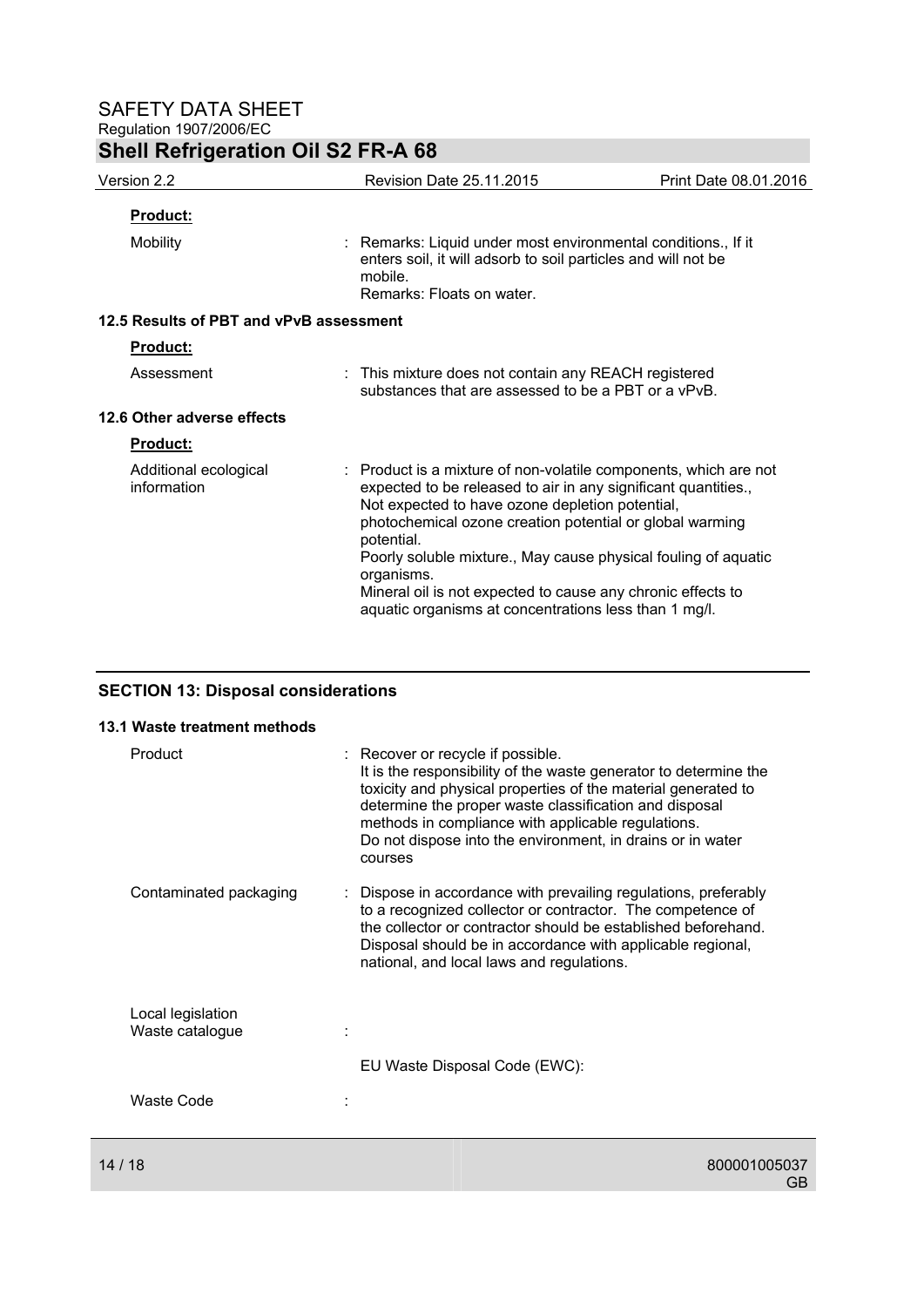**Product:**

| | |
|---|---|
| Mobility | : Remarks: Liquid under most environmental conditions., If it enters soil, it will adsorb to soil particles and will not be mobile.<br>Remarks: Floats on water. |

### 12.5 Results of PBT and vPvB assessment

**Product:**

| | |
|---|---|
| Assessment | : This mixture does not contain any REACH registered substances that are assessed to be a PBT or a vPvB. |

### 12.6 Other adverse effects

**Product:**

| | |
|---|---|
| Additional ecological information | : Product is a mixture of non-volatile components, which are not expected to be released to air in any significant quantities., Not expected to have ozone depletion potential, photochemical ozone creation potential or global warming potential.<br>Poorly soluble mixture., May cause physical fouling of aquatic organisms.<br>Mineral oil is not expected to cause any chronic effects to aquatic organisms at concentrations less than 1 mg/l. |

## SECTION 13: Disposal considerations

### 13.1 Waste treatment methods

| | |
|---|---|
| Product | : Recover or recycle if possible.<br>It is the responsibility of the waste generator to determine the toxicity and physical properties of the material generated to determine the proper waste classification and disposal methods in compliance with applicable regulations.<br>Do not dispose into the environment, in drains or in water courses |
| Contaminated packaging | : Dispose in accordance with prevailing regulations, preferably to a recognized collector or contractor. The competence of the collector or contractor should be established beforehand.<br>Disposal should be in accordance with applicable regional, national, and local laws and regulations. |
| Local legislation<br>Waste catalogue | : |
| | EU Waste Disposal Code (EWC): |
| Waste Code | : |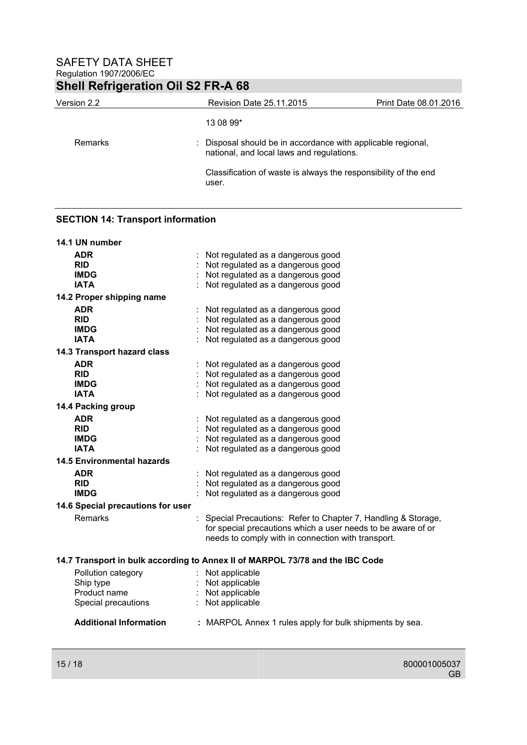13 08 99*

| | | |
|---|---|---|
| Remarks | : | Disposal should be in accordance with applicable regional, national, and local laws and regulations.<br><br>Classification of waste is always the responsibility of the end user. |

## SECTION 14: Transport information

**14.1 UN number**

| | | |
|---|---|---|
| **ADR** | : | Not regulated as a dangerous good |
| **RID** | : | Not regulated as a dangerous good |
| **IMDG** | : | Not regulated as a dangerous good |
| **IATA** | : | Not regulated as a dangerous good |

**14.2 Proper shipping name**

| | | |
|---|---|---|
| **ADR** | : | Not regulated as a dangerous good |
| **RID** | : | Not regulated as a dangerous good |
| **IMDG** | : | Not regulated as a dangerous good |
| **IATA** | : | Not regulated as a dangerous good |

**14.3 Transport hazard class**

| | | |
|---|---|---|
| **ADR** | : | Not regulated as a dangerous good |
| **RID** | : | Not regulated as a dangerous good |
| **IMDG** | : | Not regulated as a dangerous good |
| **IATA** | : | Not regulated as a dangerous good |

**14.4 Packing group**

| | | |
|---|---|---|
| **ADR** | : | Not regulated as a dangerous good |
| **RID** | : | Not regulated as a dangerous good |
| **IMDG** | : | Not regulated as a dangerous good |
| **IATA** | : | Not regulated as a dangerous good |

**14.5 Environmental hazards**

| | | |
|---|---|---|
| **ADR** | : | Not regulated as a dangerous good |
| **RID** | : | Not regulated as a dangerous good |
| **IMDG** | : | Not regulated as a dangerous good |

**14.6 Special precautions for user**

| | | |
|---|---|---|
| Remarks | : | Special Precautions: Refer to Chapter 7, Handling & Storage, for special precautions which a user needs to be aware of or needs to comply with in connection with transport. |

**14.7 Transport in bulk according to Annex II of MARPOL 73/78 and the IBC Code**

| | | |
|---|---|---|
| Pollution category | : | Not applicable |
| Ship type | : | Not applicable |
| Product name | : | Not applicable |
| Special precautions | : | Not applicable |

**Additional Information** : MARPOL Annex 1 rules apply for bulk shipments by sea.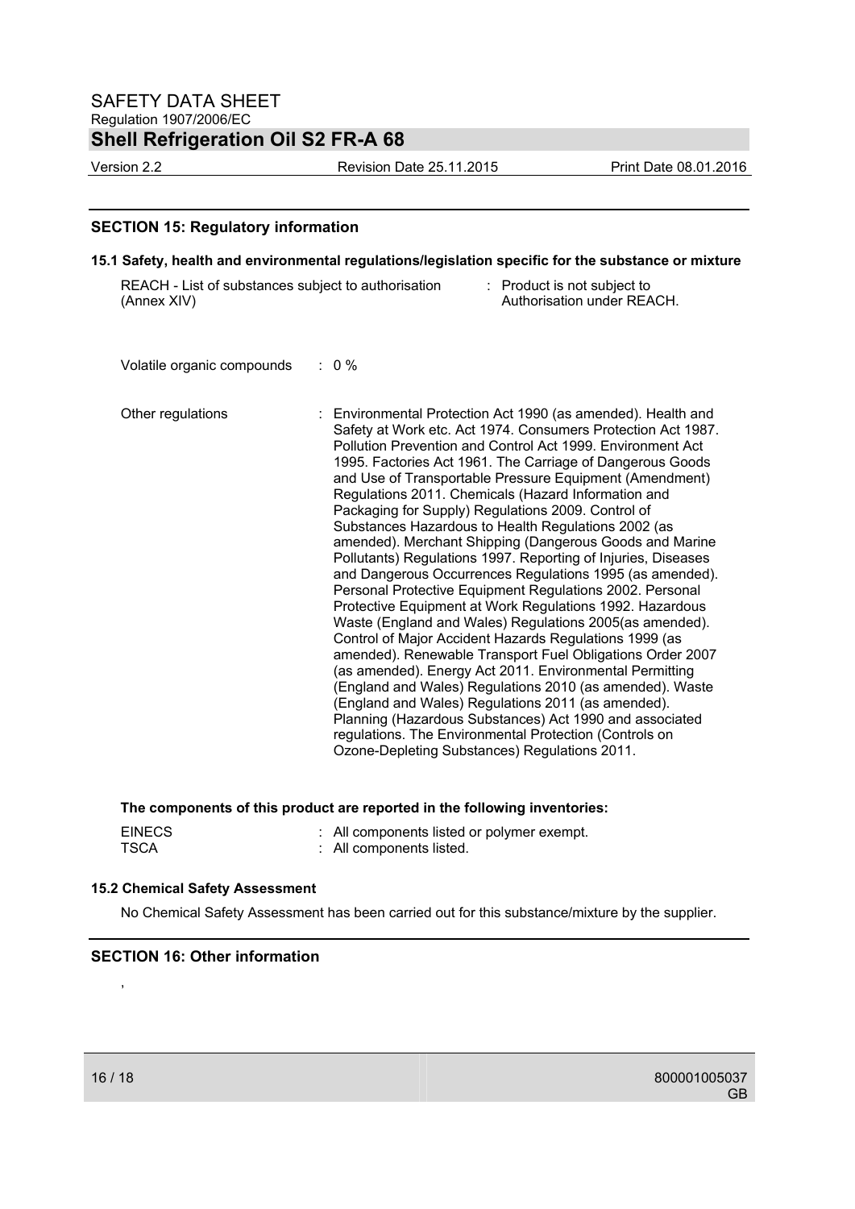## SECTION 15: Regulatory information

### 15.1 Safety, health and environmental regulations/legislation specific for the substance or mixture

REACH - List of substances subject to authorisation (Annex XIV) : Product is not subject to Authorisation under REACH.

Volatile organic compounds : 0 %

Other regulations : Environmental Protection Act 1990 (as amended). Health and Safety at Work etc. Act 1974. Consumers Protection Act 1987. Pollution Prevention and Control Act 1999. Environment Act 1995. Factories Act 1961. The Carriage of Dangerous Goods and Use of Transportable Pressure Equipment (Amendment) Regulations 2011. Chemicals (Hazard Information and Packaging for Supply) Regulations 2009. Control of Substances Hazardous to Health Regulations 2002 (as amended). Merchant Shipping (Dangerous Goods and Marine Pollutants) Regulations 1997. Reporting of Injuries, Diseases and Dangerous Occurrences Regulations 1995 (as amended). Personal Protective Equipment Regulations 2002. Personal Protective Equipment at Work Regulations 1992. Hazardous Waste (England and Wales) Regulations 2005(as amended). Control of Major Accident Hazards Regulations 1999 (as amended). Renewable Transport Fuel Obligations Order 2007 (as amended). Energy Act 2011. Environmental Permitting (England and Wales) Regulations 2010 (as amended). Waste (England and Wales) Regulations 2011 (as amended). Planning (Hazardous Substances) Act 1990 and associated regulations. The Environmental Protection (Controls on Ozone-Depleting Substances) Regulations 2011.

**The components of this product are reported in the following inventories:**

EINECS : All components listed or polymer exempt.
TSCA : All components listed.

### 15.2 Chemical Safety Assessment

No Chemical Safety Assessment has been carried out for this substance/mixture by the supplier.

## SECTION 16: Other information

,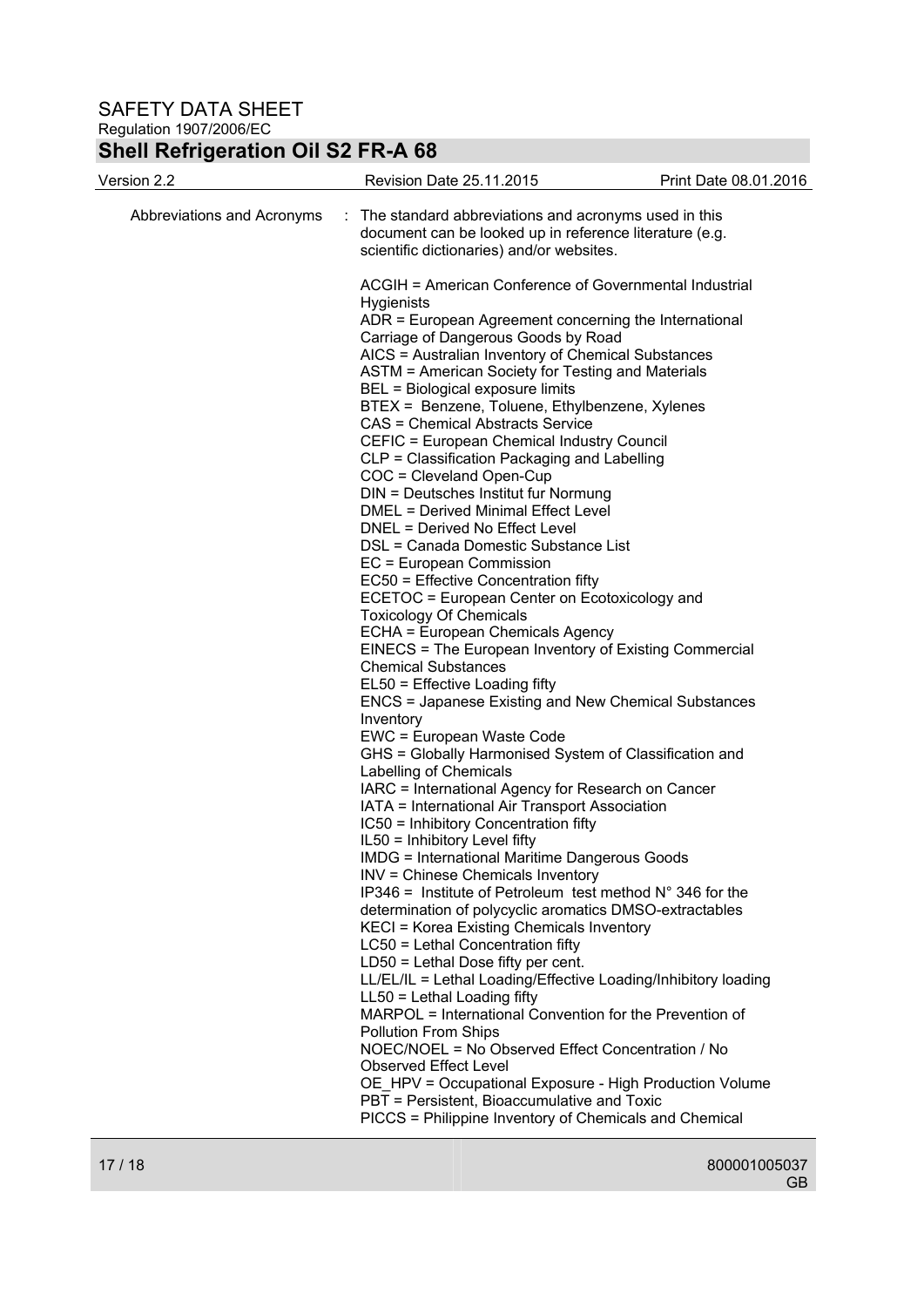Abbreviations and Acronyms : The standard abbreviations and acronyms used in this document can be looked up in reference literature (e.g. scientific dictionaries) and/or websites.

ACGIH = American Conference of Governmental Industrial Hygienists
ADR = European Agreement concerning the International Carriage of Dangerous Goods by Road
AICS = Australian Inventory of Chemical Substances
ASTM = American Society for Testing and Materials
BEL = Biological exposure limits
BTEX = Benzene, Toluene, Ethylbenzene, Xylenes
CAS = Chemical Abstracts Service
CEFIC = European Chemical Industry Council
CLP = Classification Packaging and Labelling
COC = Cleveland Open-Cup
DIN = Deutsches Institut fur Normung
DMEL = Derived Minimal Effect Level
DNEL = Derived No Effect Level
DSL = Canada Domestic Substance List
EC = European Commission
EC50 = Effective Concentration fifty
ECETOC = European Center on Ecotoxicology and Toxicology Of Chemicals
ECHA = European Chemicals Agency
EINECS = The European Inventory of Existing Commercial Chemical Substances
EL50 = Effective Loading fifty
ENCS = Japanese Existing and New Chemical Substances Inventory
EWC = European Waste Code
GHS = Globally Harmonised System of Classification and Labelling of Chemicals
IARC = International Agency for Research on Cancer
IATA = International Air Transport Association
IC50 = Inhibitory Concentration fifty
IL50 = Inhibitory Level fifty
IMDG = International Maritime Dangerous Goods
INV = Chinese Chemicals Inventory
IP346 = Institute of Petroleum test method N° 346 for the determination of polycyclic aromatics DMSO-extractables
KECI = Korea Existing Chemicals Inventory
LC50 = Lethal Concentration fifty
LD50 = Lethal Dose fifty per cent.
LL/EL/IL = Lethal Loading/Effective Loading/Inhibitory loading
LL50 = Lethal Loading fifty
MARPOL = International Convention for the Prevention of Pollution From Ships
NOEC/NOEL = No Observed Effect Concentration / No Observed Effect Level
OE_HPV = Occupational Exposure - High Production Volume
PBT = Persistent, Bioaccumulative and Toxic
PICCS = Philippine Inventory of Chemicals and Chemical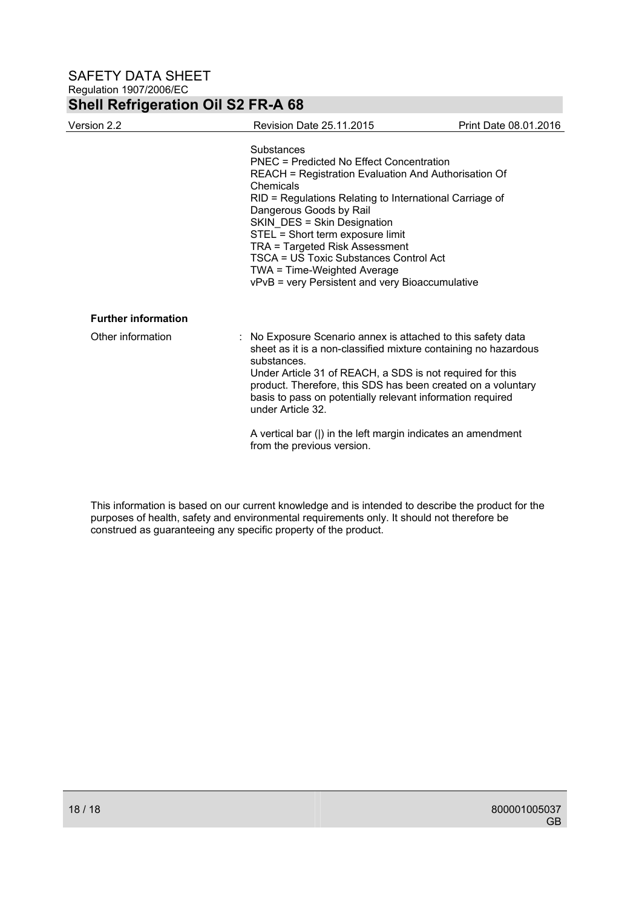Substances
PNEC = Predicted No Effect Concentration
REACH = Registration Evaluation And Authorisation Of Chemicals
RID = Regulations Relating to International Carriage of Dangerous Goods by Rail
SKIN_DES = Skin Designation
STEL = Short term exposure limit
TRA = Targeted Risk Assessment
TSCA = US Toxic Substances Control Act
TWA = Time-Weighted Average
vPvB = very Persistent and very Bioaccumulative

**Further information**

Other information : No Exposure Scenario annex is attached to this safety data sheet as it is a non-classified mixture containing no hazardous substances.
Under Article 31 of REACH, a SDS is not required for this product. Therefore, this SDS has been created on a voluntary basis to pass on potentially relevant information required under Article 32.

A vertical bar (|) in the left margin indicates an amendment from the previous version.

This information is based on our current knowledge and is intended to describe the product for the purposes of health, safety and environmental requirements only. It should not therefore be construed as guaranteeing any specific property of the product.